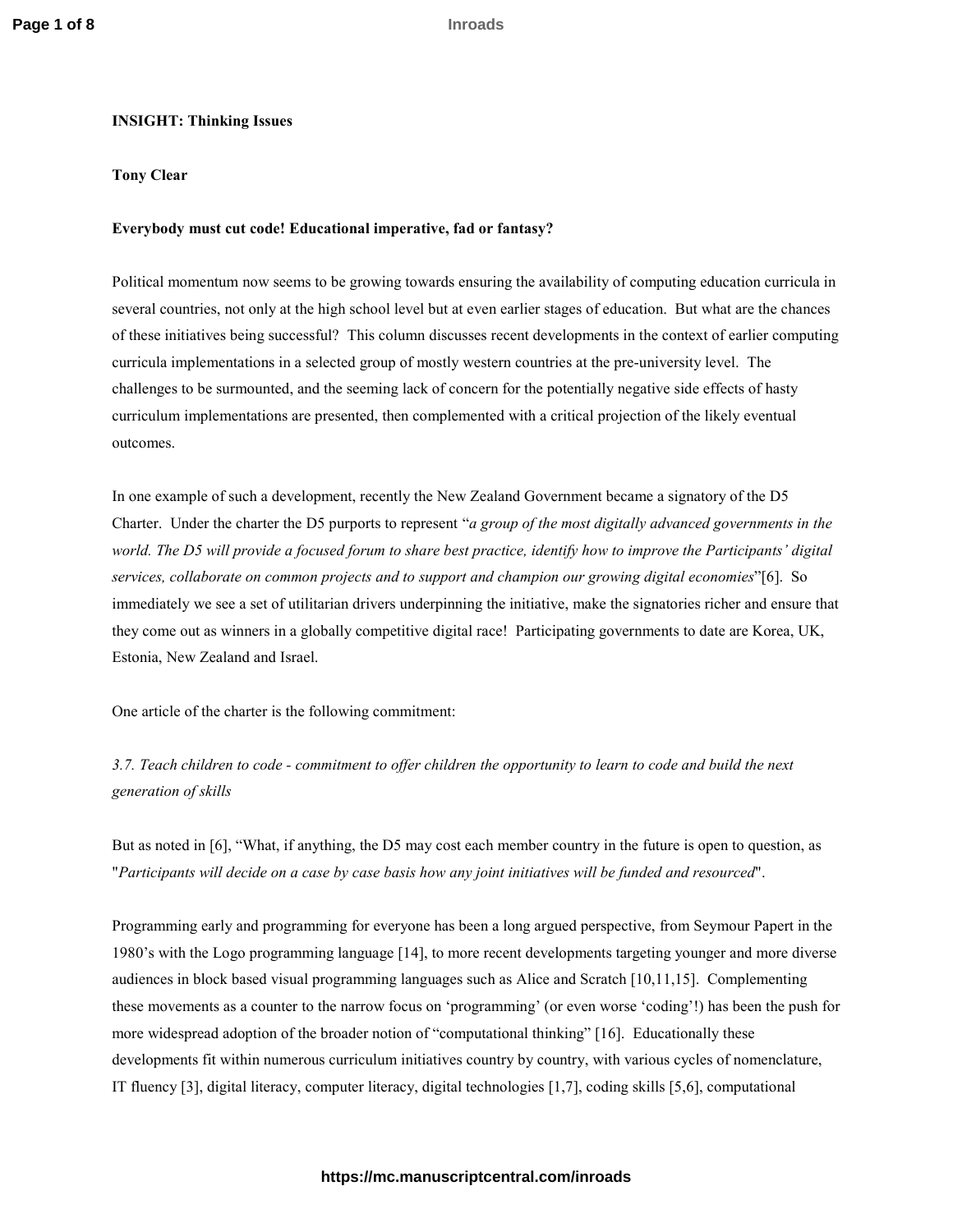**INSIGHT: Thinking Issues**

**Tony Clear**

# Everybody must cut code! Educational imperative, fad or fantasy?

Political momentum now seems to be growing towards ensuring the availability of computing education curricula in several countries, not only at the high school level but at even earlier stages of education. But what are the chances of these initiatives being successful? This column discusses recent developments in the context of earlier computing curricula implementations in a selected group of mostly western countries at the pre-university level. The challenges to be surmounted, and the seeming lack of concern for the potentially negative side effects of hasty curriculum implementations are presented, then complemented with a critical projection of the likely eventual outcomes.

In one example of such a development, recently the New Zealand Government became a signatory of the D5 Charter. Under the charter the D5 purports to represent "*a group of the most digitally advanced governments in the world. The D5 will provide a focused forum to share best practice, identify how to improve the Participants' digital services, collaborate on common projects and to support and champion our growing digital economies*"[6]. So immediately we see a set of utilitarian drivers underpinning the initiative, make the signatories richer and ensure that they come out as winners in a globally competitive digital race! Participating governments to date are Korea, UK, Estonia, New Zealand and Israel.

One article of the charter is the following commitment:

*3.7. Teach children to code - commitment to offer children the opportunity to learn to code and build the next generation of skills*

But as noted in [6], "What, if anything, the D5 may cost each member country in the future is open to question, as "*Participants will decide on a case by case basis how any joint initiatives will be funded and resourced*".

Programming early and programming for everyone has been a long argued perspective, from Seymour Papert in the 1980's with the Logo programming language [14], to more recent developments targeting younger and more diverse audiences in block based visual programming languages such as Alice and Scratch [10,11,15]. Complementing these movements as a counter to the narrow focus on 'programming' (or even worse 'coding'!) has been the push for more widespread adoption of the broader notion of "computational thinking" [16]. Educationally these developments fit within numerous curriculum initiatives country by country, with various cycles of nomenclature, IT fluency [3], digital literacy, computer literacy, digital technologies [1,7], coding skills [5,6], computational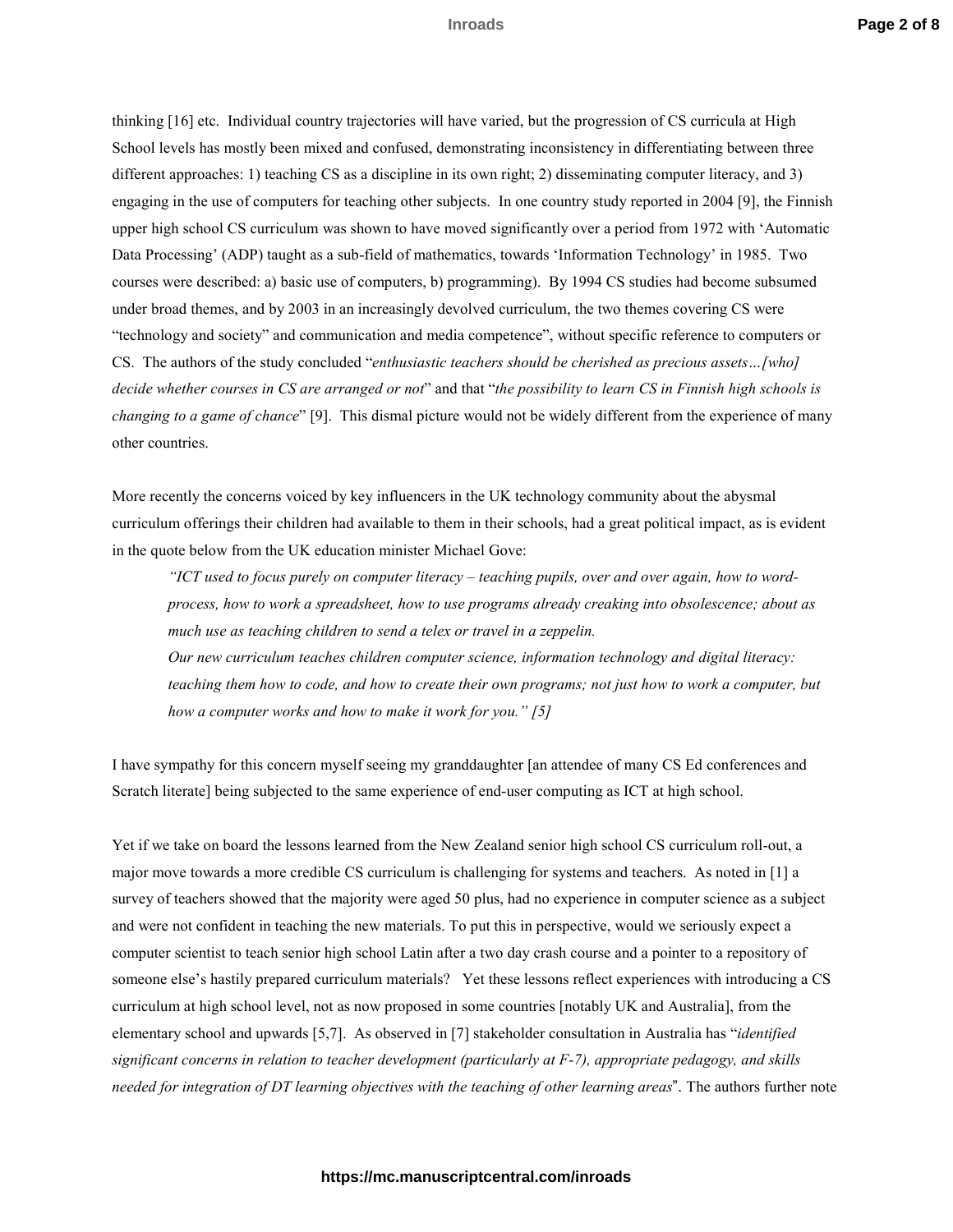thinking [16] etc. Individual country trajectories will have varied, but the progression of CS curricula at High School levels has mostly been mixed and confused, demonstrating inconsistency in differentiating between three different approaches: 1) teaching CS as a discipline in its own right; 2) disseminating computer literacy, and 3) engaging in the use of computers for teaching other subjects. In one country study reported in 2004 [9], the Finnish upper high school CS curriculum was shown to have moved significantly over a period from 1972 with 'Automatic Data Processing' (ADP) taught as a sub-field of mathematics, towards 'Information Technology' in 1985. Two courses were described: a) basic use of computers, b) programming). By 1994 CS studies had become subsumed under broad themes, and by 2003 in an increasingly devolved curriculum, the two themes covering CS were "technology and society" and communication and media competence", without specific reference to computers or CS. The authors of the study concluded "*enthusiastic teachers should be cherished as precious assets…[who] decide whether courses in CS are arranged or not*" and that "*the possibility to learn CS in Finnish high schools is changing to a game of chance*" [9]. This dismal picture would not be widely different from the experience of many other countries.

More recently the concerns voiced by key influencers in the UK technology community about the abysmal curriculum offerings their children had available to them in their schools, had a great political impact, as is evident in the quote below from the UK education minister Michael Gove:

> *"ICT used to focus purely on computer literacy – teaching pupils, over and over again, how to word-process, how to work a spreadsheet, how to use programs already creaking into obsolescence; about as much use as teaching children to send a telex or travel in a zeppelin.*
>
> *Our new curriculum teaches children computer science, information technology and digital literacy: teaching them how to code, and how to create their own programs; not just how to work a computer, but how a computer works and how to make it work for you." [5]*

I have sympathy for this concern myself seeing my granddaughter [an attendee of many CS Ed conferences and Scratch literate] being subjected to the same experience of end-user computing as ICT at high school.

Yet if we take on board the lessons learned from the New Zealand senior high school CS curriculum roll-out, a major move towards a more credible CS curriculum is challenging for systems and teachers. As noted in [1] a survey of teachers showed that the majority were aged 50 plus, had no experience in computer science as a subject and were not confident in teaching the new materials. To put this in perspective, would we seriously expect a computer scientist to teach senior high school Latin after a two day crash course and a pointer to a repository of someone else's hastily prepared curriculum materials? Yet these lessons reflect experiences with introducing a CS curriculum at high school level, not as now proposed in some countries [notably UK and Australia], from the elementary school and upwards [5,7]. As observed in [7] stakeholder consultation in Australia has "*identified significant concerns in relation to teacher development (particularly at F-7), appropriate pedagogy, and skills needed for integration of DT learning objectives with the teaching of other learning areas*". The authors further note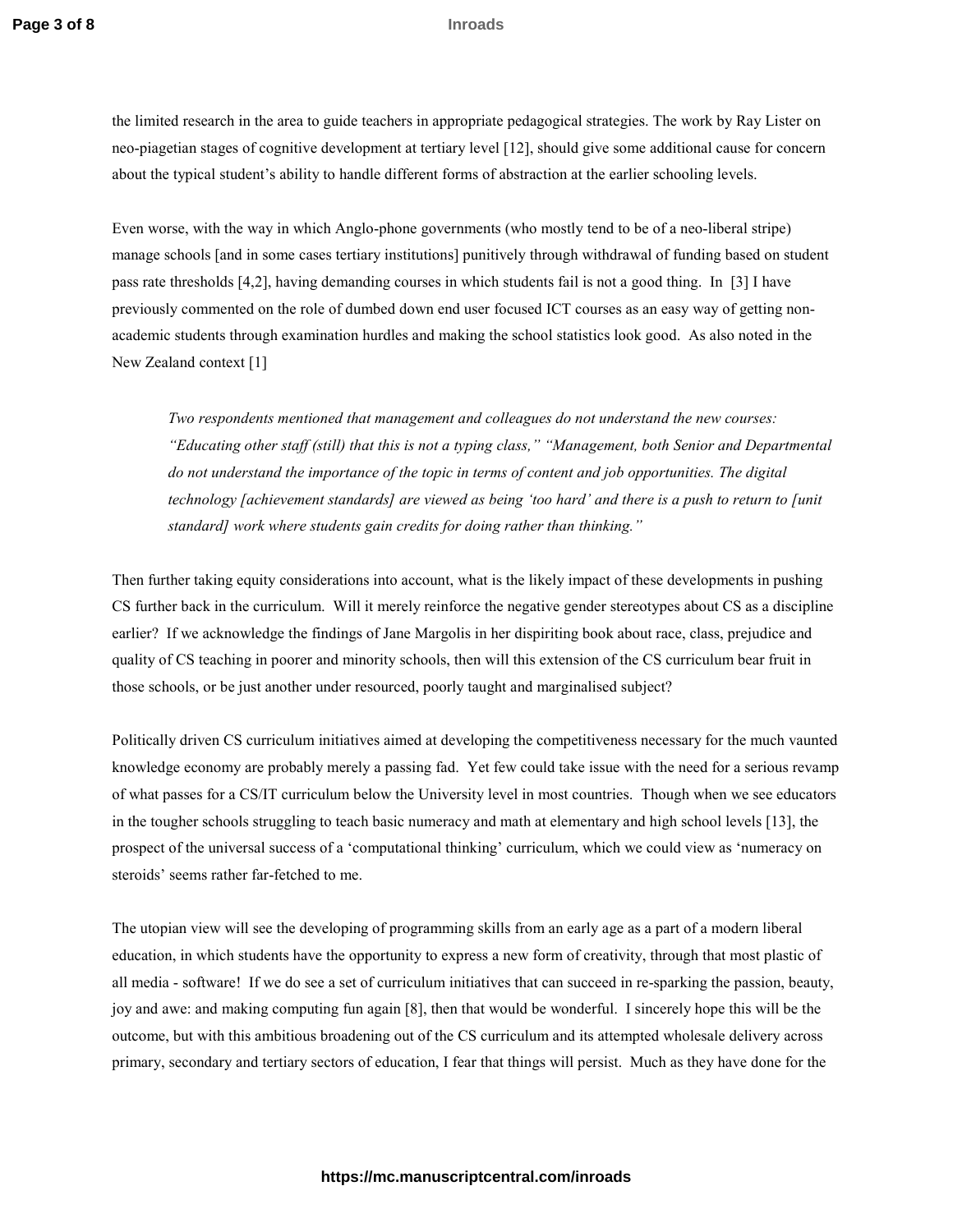the limited research in the area to guide teachers in appropriate pedagogical strategies. The work by Ray Lister on neo-piagetian stages of cognitive development at tertiary level [12], should give some additional cause for concern about the typical student's ability to handle different forms of abstraction at the earlier schooling levels.

Even worse, with the way in which Anglo-phone governments (who mostly tend to be of a neo-liberal stripe) manage schools [and in some cases tertiary institutions] punitively through withdrawal of funding based on student pass rate thresholds [4,2], having demanding courses in which students fail is not a good thing. In [3] I have previously commented on the role of dumbed down end user focused ICT courses as an easy way of getting non-academic students through examination hurdles and making the school statistics look good. As also noted in the New Zealand context [1]

> *Two respondents mentioned that management and colleagues do not understand the new courses: "Educating other staff (still) that this is not a typing class," "Management, both Senior and Departmental do not understand the importance of the topic in terms of content and job opportunities. The digital technology [achievement standards] are viewed as being 'too hard' and there is a push to return to [unit standard] work where students gain credits for doing rather than thinking."*

Then further taking equity considerations into account, what is the likely impact of these developments in pushing CS further back in the curriculum. Will it merely reinforce the negative gender stereotypes about CS as a discipline earlier? If we acknowledge the findings of Jane Margolis in her dispiriting book about race, class, prejudice and quality of CS teaching in poorer and minority schools, then will this extension of the CS curriculum bear fruit in those schools, or be just another under resourced, poorly taught and marginalised subject?

Politically driven CS curriculum initiatives aimed at developing the competitiveness necessary for the much vaunted knowledge economy are probably merely a passing fad. Yet few could take issue with the need for a serious revamp of what passes for a CS/IT curriculum below the University level in most countries. Though when we see educators in the tougher schools struggling to teach basic numeracy and math at elementary and high school levels [13], the prospect of the universal success of a 'computational thinking' curriculum, which we could view as 'numeracy on steroids' seems rather far-fetched to me.

The utopian view will see the developing of programming skills from an early age as a part of a modern liberal education, in which students have the opportunity to express a new form of creativity, through that most plastic of all media - software! If we do see a set of curriculum initiatives that can succeed in re-sparking the passion, beauty, joy and awe: and making computing fun again [8], then that would be wonderful. I sincerely hope this will be the outcome, but with this ambitious broadening out of the CS curriculum and its attempted wholesale delivery across primary, secondary and tertiary sectors of education, I fear that things will persist. Much as they have done for the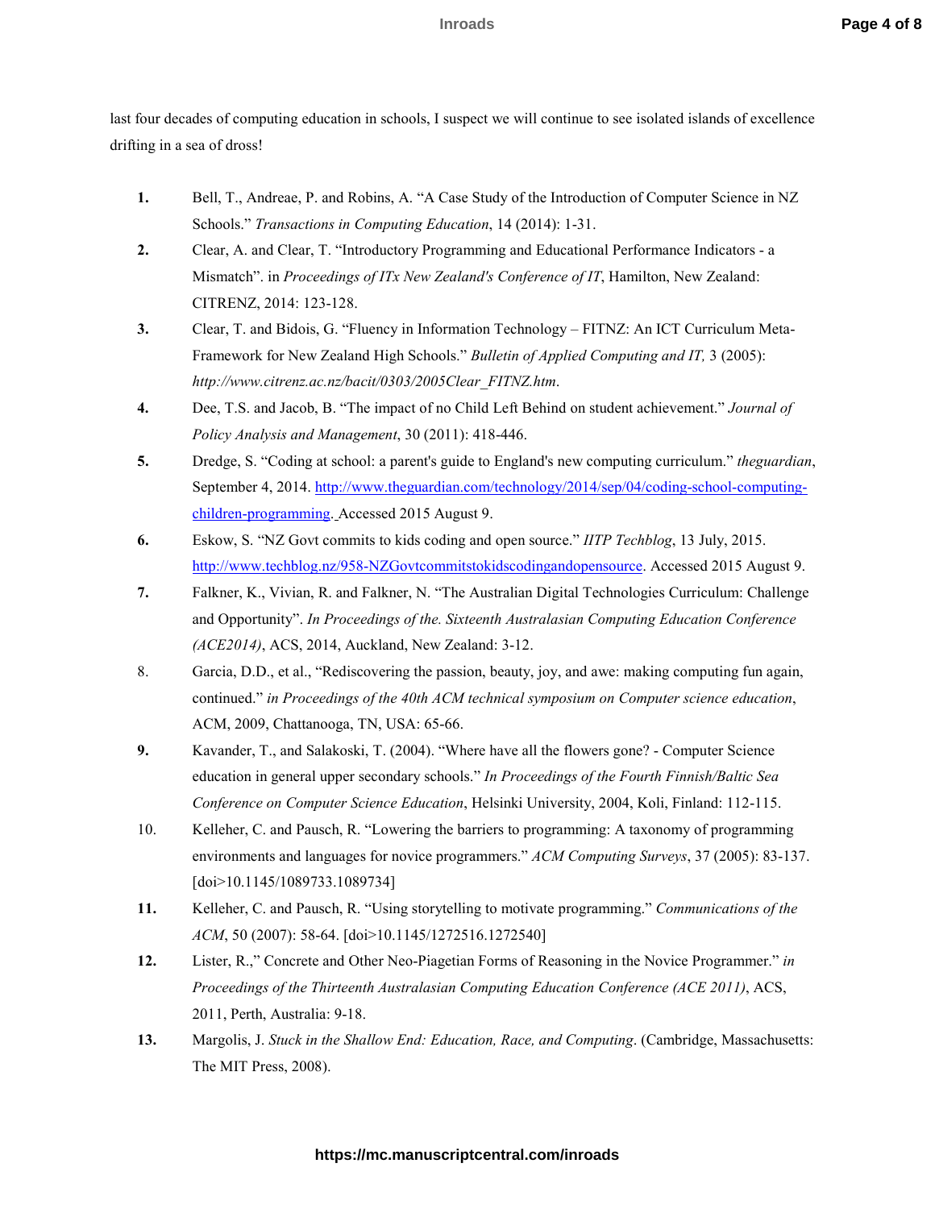last four decades of computing education in schools, I suspect we will continue to see isolated islands of excellence drifting in a sea of dross!

1. Bell, T., Andreae, P. and Robins, A. "A Case Study of the Introduction of Computer Science in NZ Schools." *Transactions in Computing Education*, 14 (2014): 1-31.
2. Clear, A. and Clear, T. "Introductory Programming and Educational Performance Indicators - a Mismatch". in *Proceedings of ITx New Zealand's Conference of IT*, Hamilton, New Zealand: CITRENZ, 2014: 123-128.
3. Clear, T. and Bidois, G. "Fluency in Information Technology – FITNZ: An ICT Curriculum Meta-Framework for New Zealand High Schools." *Bulletin of Applied Computing and IT,* 3 (2005): *http://www.citrenz.ac.nz/bacit/0303/2005Clear_FITNZ.htm*.
4. Dee, T.S. and Jacob, B. "The impact of no Child Left Behind on student achievement." *Journal of Policy Analysis and Management*, 30 (2011): 418-446.
5. Dredge, S. "Coding at school: a parent's guide to England's new computing curriculum." *theguardian*, September 4, 2014. [http://www.theguardian.com/technology/2014/sep/04/coding-school-computing-children-programming](http://www.theguardian.com/technology/2014/sep/04/coding-school-computing-children-programming). Accessed 2015 August 9.
6. Eskow, S. "NZ Govt commits to kids coding and open source." *IITP Techblog*, 13 July, 2015. [http://www.techblog.nz/958-NZGovtcommitstokidscodingandopensource](http://www.techblog.nz/958-NZGovtcommitstokidscodingandopensource). Accessed 2015 August 9.
7. Falkner, K., Vivian, R. and Falkner, N. "The Australian Digital Technologies Curriculum: Challenge and Opportunity". *In Proceedings of the. Sixteenth Australasian Computing Education Conference (ACE2014)*, ACS, 2014, Auckland, New Zealand: 3-12.
8. Garcia, D.D., et al., "Rediscovering the passion, beauty, joy, and awe: making computing fun again, continued." *in Proceedings of the 40th ACM technical symposium on Computer science education*, ACM, 2009, Chattanooga, TN, USA: 65-66.
9. Kavander, T., and Salakoski, T. (2004). "Where have all the flowers gone? - Computer Science education in general upper secondary schools." *In Proceedings of the Fourth Finnish/Baltic Sea Conference on Computer Science Education*, Helsinki University, 2004, Koli, Finland: 112-115.
10. Kelleher, C. and Pausch, R. "Lowering the barriers to programming: A taxonomy of programming environments and languages for novice programmers." *ACM Computing Surveys*, 37 (2005): 83-137. [doi>10.1145/1089733.1089734]
11. Kelleher, C. and Pausch, R. "Using storytelling to motivate programming." *Communications of the ACM*, 50 (2007): 58-64. [doi>10.1145/1272516.1272540]
12. Lister, R.," Concrete and Other Neo-Piagetian Forms of Reasoning in the Novice Programmer." *in Proceedings of the Thirteenth Australasian Computing Education Conference (ACE 2011)*, ACS, 2011, Perth, Australia: 9-18.
13. Margolis, J. *Stuck in the Shallow End: Education, Race, and Computing*. (Cambridge, Massachusetts: The MIT Press, 2008).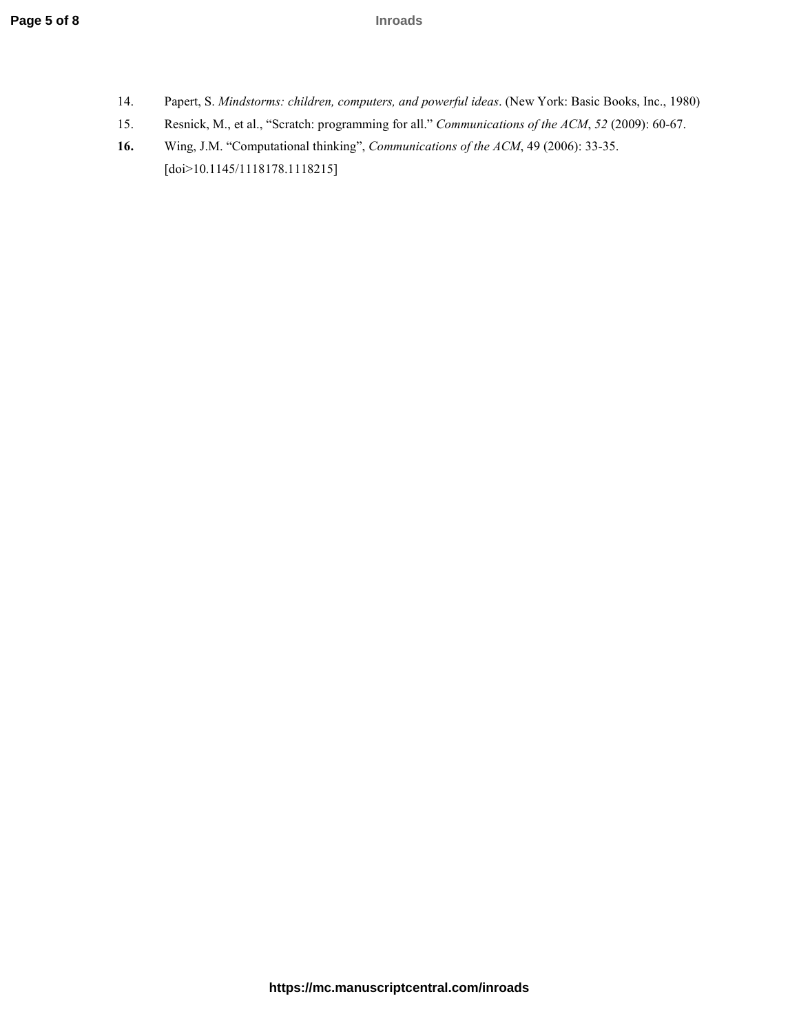14. Papert, S. *Mindstorms: children, computers, and powerful ideas*. (New York: Basic Books, Inc., 1980)
15. Resnick, M., et al., "Scratch: programming for all." *Communications of the ACM*, *52* (2009): 60-67.
16. Wing, J.M. "Computational thinking", *Communications of the ACM*, 49 (2006): 33-35. [doi>10.1145/1118178.1118215]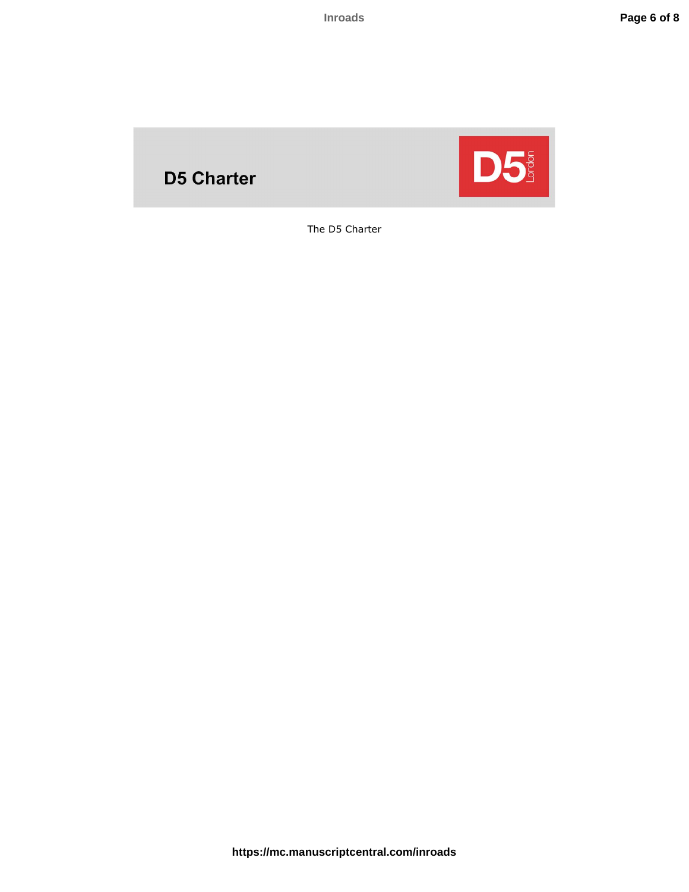**D5 Charter**

The D5 Charter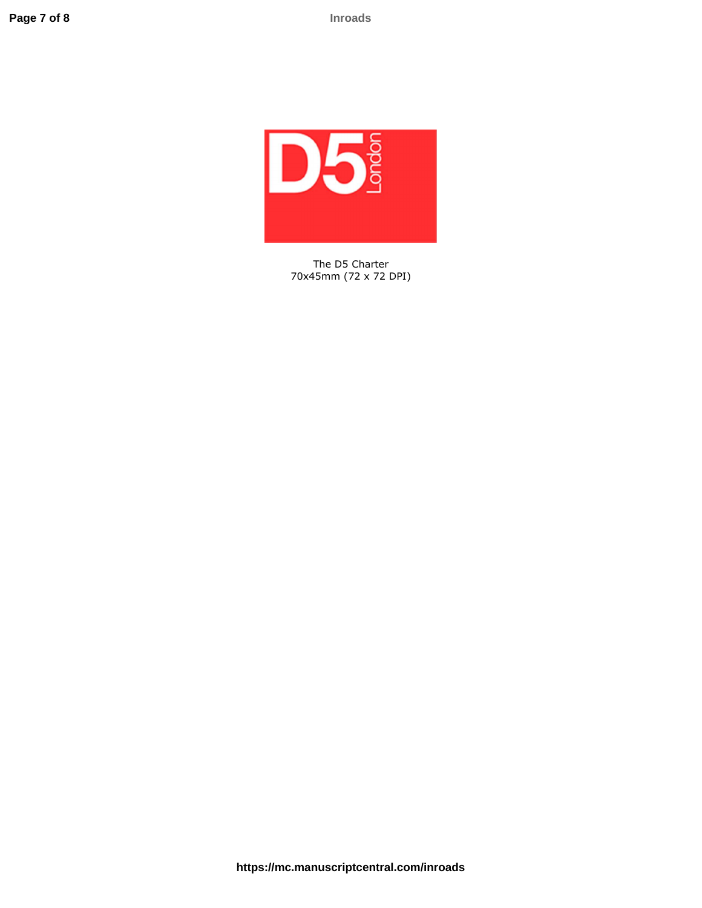The D5 Charter
70x45mm (72 x 72 DPI)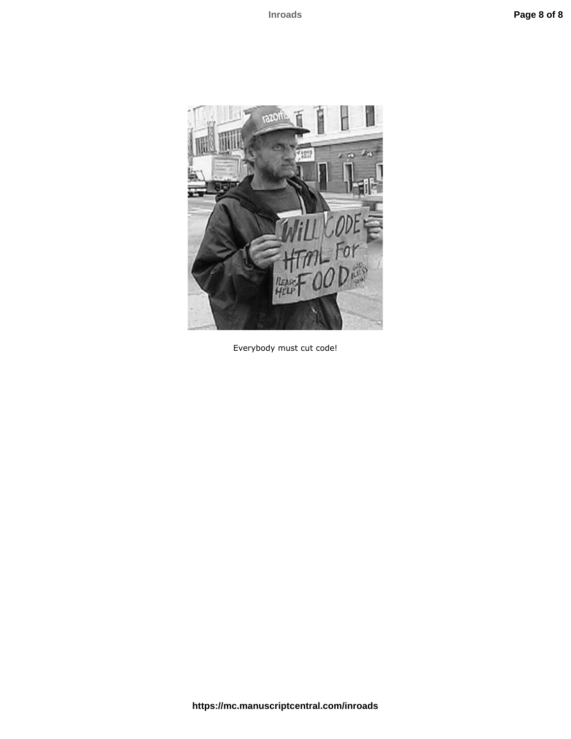Everybody must cut code!